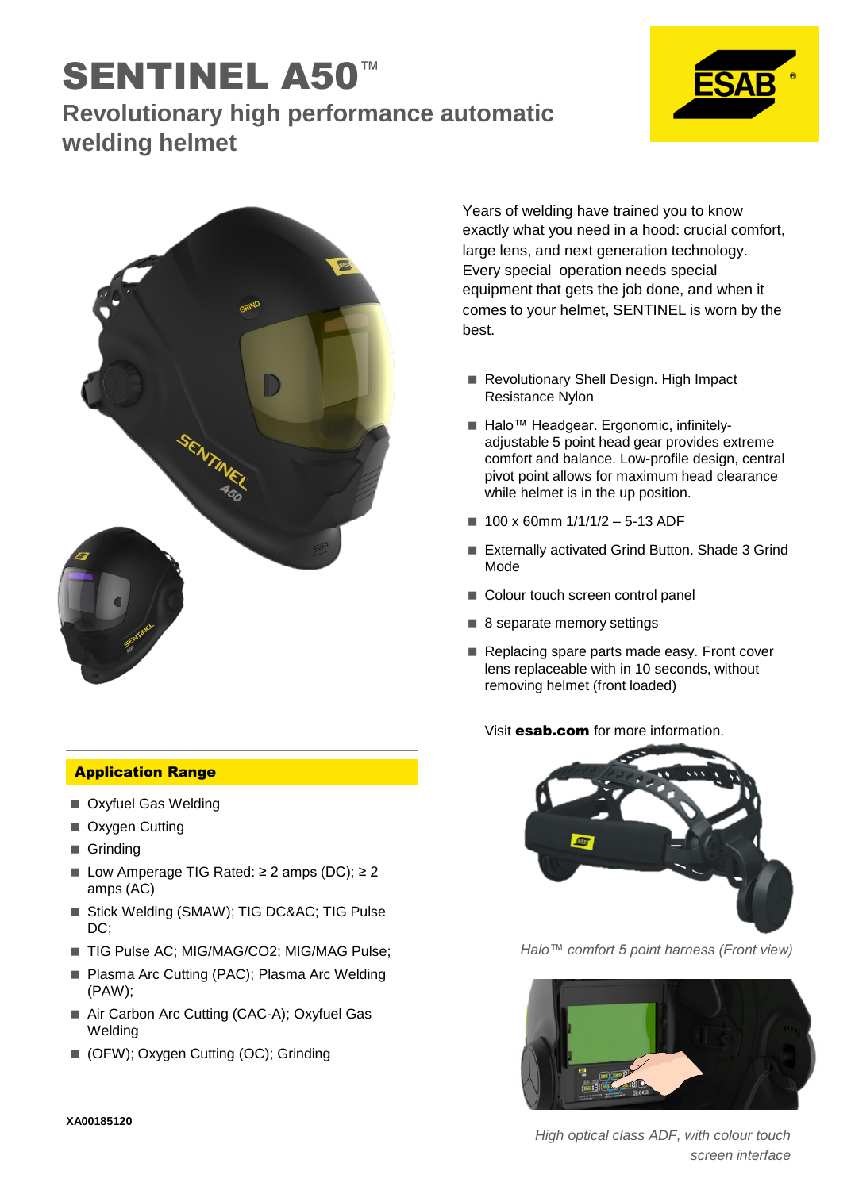# SENTINEL A50™

## Revolutionary high performance automatic welding helmet

Years of welding have trained you to know exactly what you need in a hood: crucial comfort, large lens, and next generation technology. Every special operation needs special equipment that gets the job done, and when it comes to your helmet, SENTINEL is worn by the best.

- Revolutionary Shell Design. High Impact Resistance Nylon
- Halo™ Headgear. Ergonomic, infinitely-adjustable 5 point head gear provides extreme comfort and balance. Low-profile design, central pivot point allows for maximum head clearance while helmet is in the up position.
- 100 x 60mm 1/1/1/2 – 5-13 ADF
- Externally activated Grind Button. Shade 3 Grind Mode
- Colour touch screen control panel
- 8 separate memory settings
- Replacing spare parts made easy. Front cover lens replaceable with in 10 seconds, without removing helmet (front loaded)

Visit **esab.com** for more information.

*Halo™ comfort 5 point harness (Front view)*

*High optical class ADF, with colour touch screen interface*

## Application Range

- Oxyfuel Gas Welding
- Oxygen Cutting
- Grinding
- Low Amperage TIG Rated: ≥ 2 amps (DC); ≥ 2 amps (AC)
- Stick Welding (SMAW); TIG DC&AC; TIG Pulse DC;
- TIG Pulse AC; MIG/MAG/CO2; MIG/MAG Pulse;
- Plasma Arc Cutting (PAC); Plasma Arc Welding (PAW);
- Air Carbon Arc Cutting (CAC-A); Oxyfuel Gas Welding
- (OFW); Oxygen Cutting (OC); Grinding

XA00185120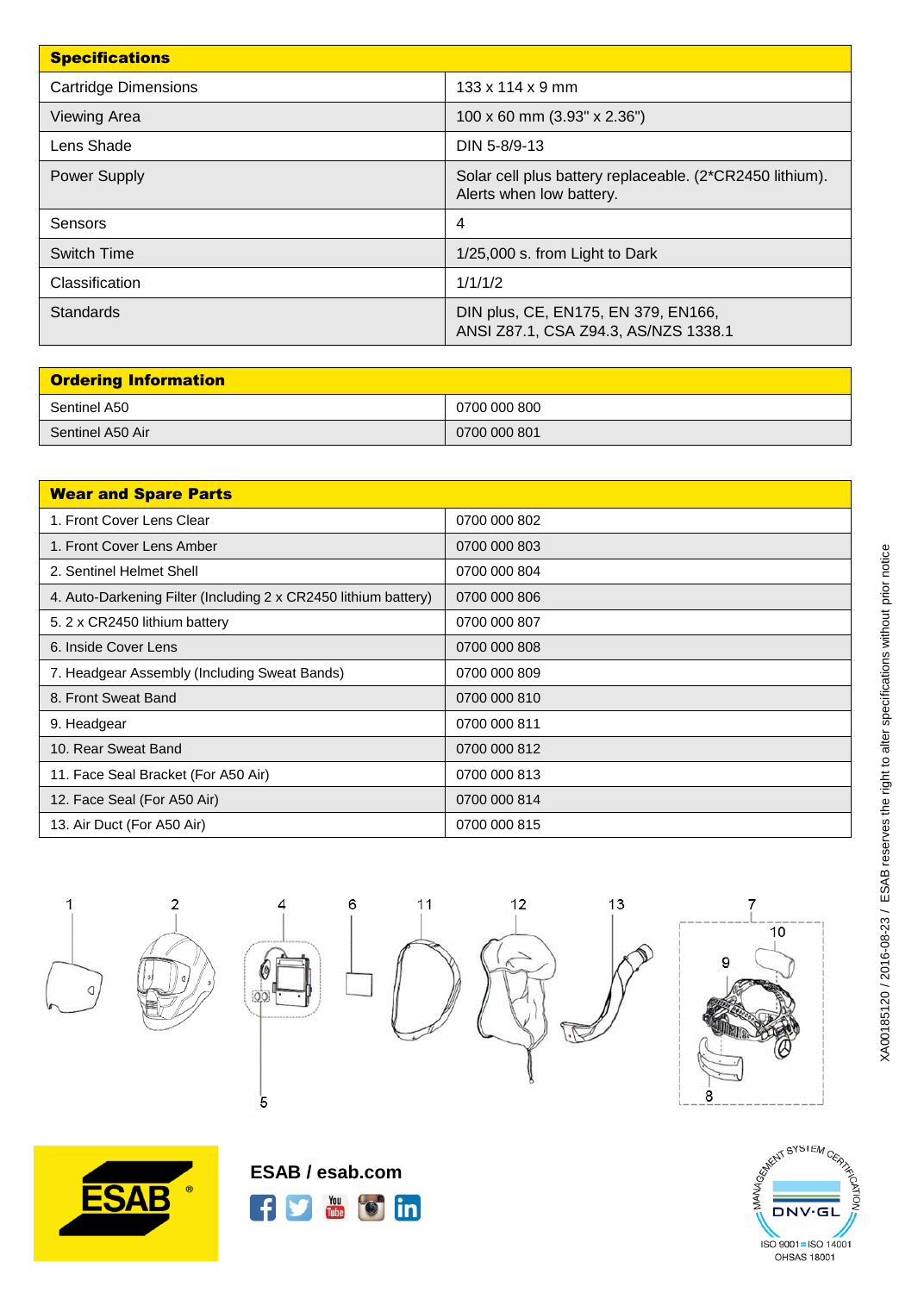| Specifications | |
|---|---|
| Cartridge Dimensions | 133 x 114 x 9 mm |
| Viewing Area | 100 x 60 mm (3.93" x 2.36") |
| Lens Shade | DIN 5-8/9-13 |
| Power Supply | Solar cell plus battery replaceable. (2*CR2450 lithium). Alerts when low battery. |
| Sensors | 4 |
| Switch Time | 1/25,000 s. from Light to Dark |
| Classification | 1/1/1/2 |
| Standards | DIN plus, CE, EN175, EN 379, EN166, ANSI Z87.1, CSA Z94.3, AS/NZS 1338.1 |

| Ordering Information | |
|---|---|
| Sentinel A50 | 0700 000 800 |
| Sentinel A50 Air | 0700 000 801 |

| Wear and Spare Parts | |
|---|---|
| 1. Front Cover Lens Clear | 0700 000 802 |
| 1. Front Cover Lens Amber | 0700 000 803 |
| 2. Sentinel Helmet Shell | 0700 000 804 |
| 4. Auto-Darkening Filter (Including 2 x CR2450 lithium battery) | 0700 000 806 |
| 5. 2 x CR2450 lithium battery | 0700 000 807 |
| 6. Inside Cover Lens | 0700 000 808 |
| 7. Headgear Assembly (Including Sweat Bands) | 0700 000 809 |
| 8. Front Sweat Band | 0700 000 810 |
| 9. Headgear | 0700 000 811 |
| 10. Rear Sweat Band | 0700 000 812 |
| 11. Face Seal Bracket (For A50 Air) | 0700 000 813 |
| 12. Face Seal (For A50 Air) | 0700 000 814 |
| 13. Air Duct (For A50 Air) | 0700 000 815 |

1 2 4 6 11 12 13 7 10 9 5 8

XA00185120 / 2016-08-23 / ESAB reserves the right to alter specifications without prior notice

ESAB / esab.com

MANAGEMENT SYSTEM CERTIFICATION DNV·GL ISO 9001 = ISO 14001 OHSAS 18001